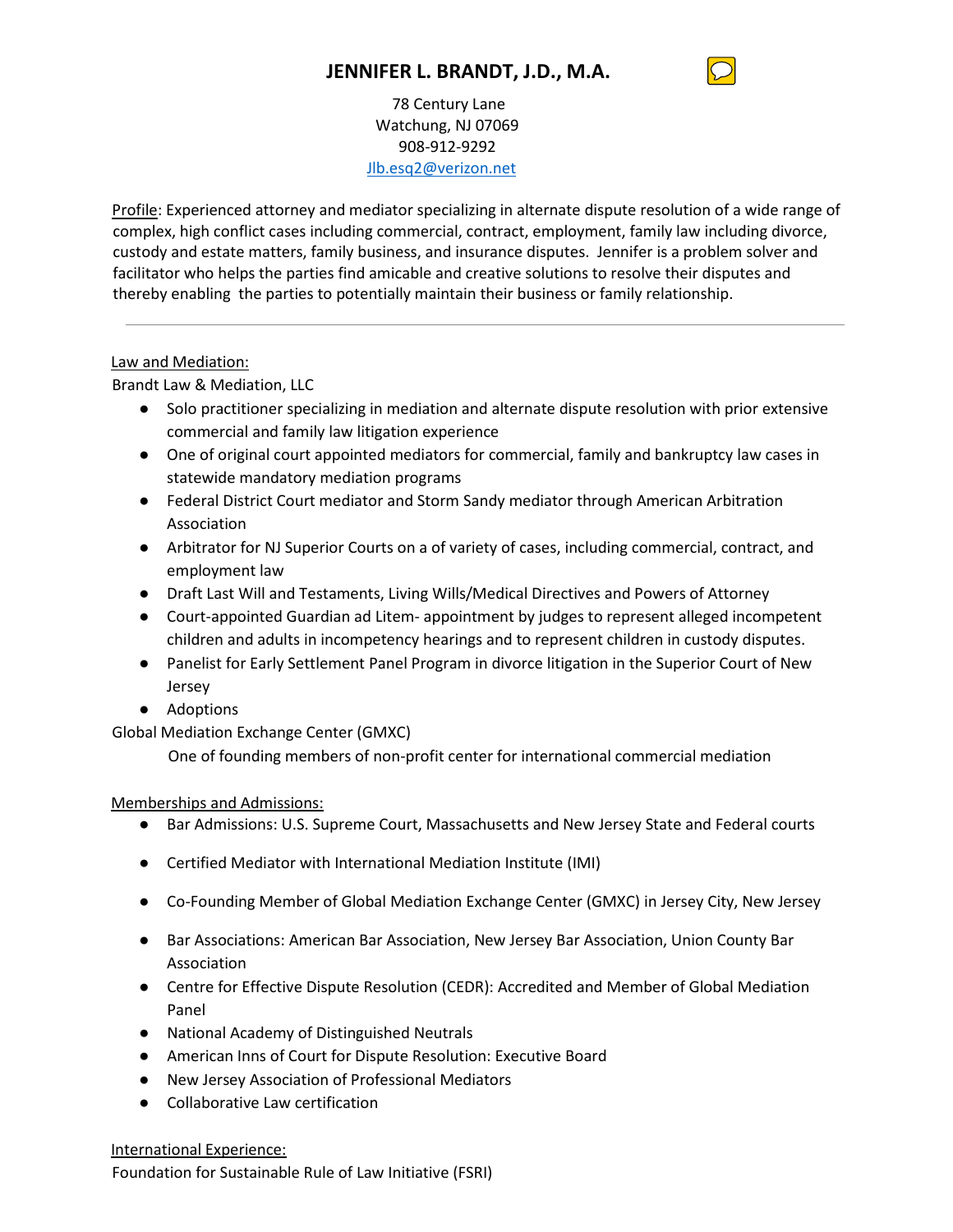# JENNIFER L. BRANDT, J.D., M.A.

78 Century Lane
Watchung, NJ 07069
908-912-9292
Jlb.esq2@verizon.net

Profile: Experienced attorney and mediator specializing in alternate dispute resolution of a wide range of complex, high conflict cases including commercial, contract, employment, family law including divorce, custody and estate matters, family business, and insurance disputes. Jennifer is a problem solver and facilitator who helps the parties find amicable and creative solutions to resolve their disputes and thereby enabling the parties to potentially maintain their business or family relationship.

---

Law and Mediation:

Brandt Law & Mediation, LLC

- Solo practitioner specializing in mediation and alternate dispute resolution with prior extensive commercial and family law litigation experience
- One of original court appointed mediators for commercial, family and bankruptcy law cases in statewide mandatory mediation programs
- Federal District Court mediator and Storm Sandy mediator through American Arbitration Association
- Arbitrator for NJ Superior Courts on a of variety of cases, including commercial, contract, and employment law
- Draft Last Will and Testaments, Living Wills/Medical Directives and Powers of Attorney
- Court-appointed Guardian ad Litem- appointment by judges to represent alleged incompetent children and adults in incompetency hearings and to represent children in custody disputes.
- Panelist for Early Settlement Panel Program in divorce litigation in the Superior Court of New Jersey
- Adoptions

Global Mediation Exchange Center (GMXC)

One of founding members of non-profit center for international commercial mediation

Memberships and Admissions:

- Bar Admissions: U.S. Supreme Court, Massachusetts and New Jersey State and Federal courts
- Certified Mediator with International Mediation Institute (IMI)
- Co-Founding Member of Global Mediation Exchange Center (GMXC) in Jersey City, New Jersey
- Bar Associations: American Bar Association, New Jersey Bar Association, Union County Bar Association
- Centre for Effective Dispute Resolution (CEDR): Accredited and Member of Global Mediation Panel
- National Academy of Distinguished Neutrals
- American Inns of Court for Dispute Resolution: Executive Board
- New Jersey Association of Professional Mediators
- Collaborative Law certification

International Experience:

Foundation for Sustainable Rule of Law Initiative (FSRI)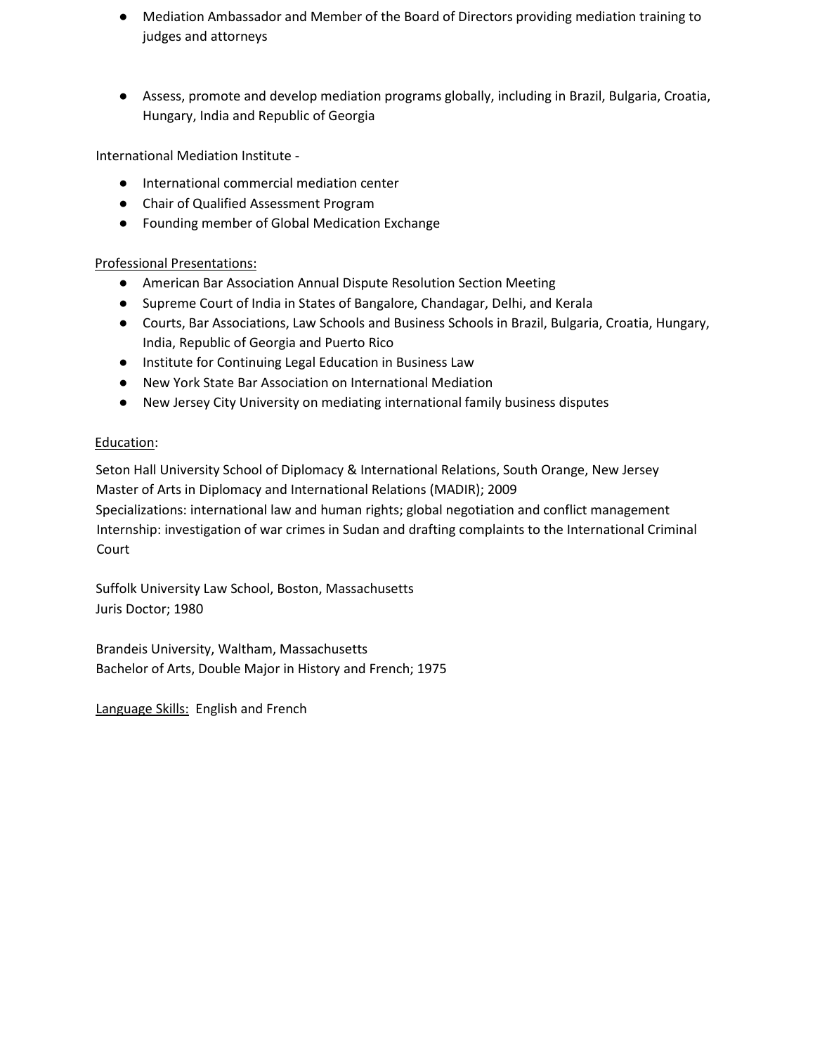- Mediation Ambassador and Member of the Board of Directors providing mediation training to judges and attorneys

- Assess, promote and develop mediation programs globally, including in Brazil, Bulgaria, Croatia, Hungary, India and Republic of Georgia

International Mediation Institute -

- International commercial mediation center
- Chair of Qualified Assessment Program
- Founding member of Global Medication Exchange

Professional Presentations:

- American Bar Association Annual Dispute Resolution Section Meeting
- Supreme Court of India in States of Bangalore, Chandagar, Delhi, and Kerala
- Courts, Bar Associations, Law Schools and Business Schools in Brazil, Bulgaria, Croatia, Hungary, India, Republic of Georgia and Puerto Rico
- Institute for Continuing Legal Education in Business Law
- New York State Bar Association on International Mediation
- New Jersey City University on mediating international family business disputes

Education:

Seton Hall University School of Diplomacy & International Relations, South Orange, New Jersey
Master of Arts in Diplomacy and International Relations (MADIR); 2009
Specializations: international law and human rights; global negotiation and conflict management
Internship: investigation of war crimes in Sudan and drafting complaints to the International Criminal Court

Suffolk University Law School, Boston, Massachusetts
Juris Doctor; 1980

Brandeis University, Waltham, Massachusetts
Bachelor of Arts, Double Major in History and French; 1975

Language Skills: English and French